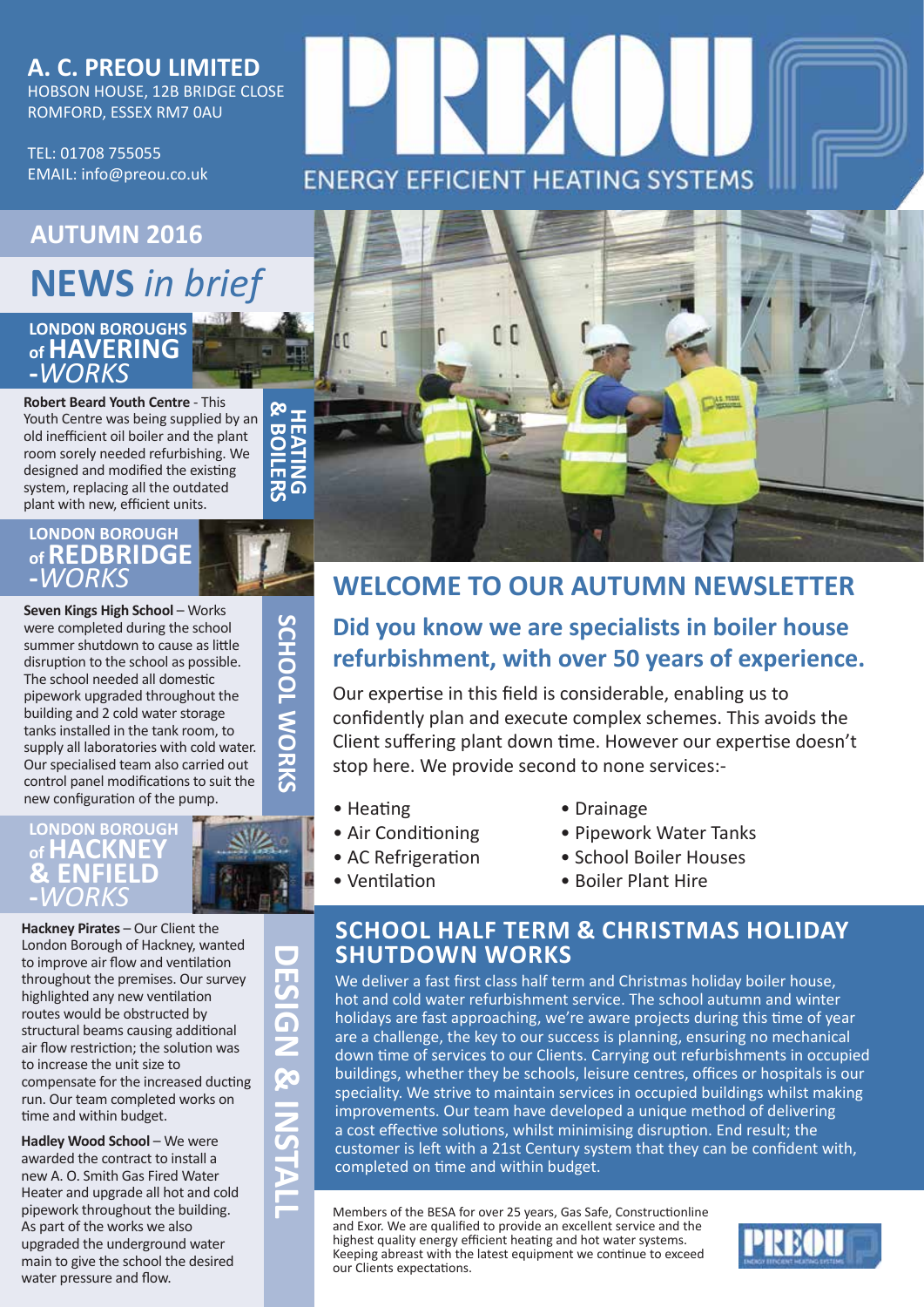**A. C. PREOU LIMITED**
HOBSON HOUSE, 12B BRIDGE CLOSE
ROMFORD, ESSEX RM7 0AU

TEL: 01708 755055
EMAIL: info@preou.co.uk

# PREOU
ENERGY EFFICIENT HEATING SYSTEMS

## AUTUMN 2016

# NEWS *in brief*

### LONDON BOROUGHS of HAVERING -*WORKS*

**HEATING & BOILERS**

**Robert Beard Youth Centre** - This Youth Centre was being supplied by an old inefficient oil boiler and the plant room sorely needed refurbishing. We designed and modified the existing system, replacing all the outdated plant with new, efficient units.

### LONDON BOROUGH of REDBRIDGE -*WORKS*

**SCHOOL WORKS**

**Seven Kings High School** – Works were completed during the school summer shutdown to cause as little disruption to the school as possible. The school needed all domestic pipework upgraded throughout the building and 2 cold water storage tanks installed in the tank room, to supply all laboratories with cold water. Our specialised team also carried out control panel modifications to suit the new configuration of the pump.

### LONDON BOROUGH of HACKNEY & ENFIELD -*WORKS*

**DESIGN & INSTALL**

**Hackney Pirates** – Our Client the London Borough of Hackney, wanted to improve air flow and ventilation throughout the premises. Our survey highlighted any new ventilation routes would be obstructed by structural beams causing additional air flow restriction; the solution was to increase the unit size to compensate for the increased ducting run. Our team completed works on time and within budget.

**Hadley Wood School** – We were awarded the contract to install a new A. O. Smith Gas Fired Water Heater and upgrade all hot and cold pipework throughout the building. As part of the works we also upgraded the underground water main to give the school the desired water pressure and flow.

## WELCOME TO OUR AUTUMN NEWSLETTER

### Did you know we are specialists in boiler house refurbishment, with over 50 years of experience.

Our expertise in this field is considerable, enabling us to confidently plan and execute complex schemes. This avoids the Client suffering plant down time. However our expertise doesn't stop here. We provide second to none services:-

- Heating
- Air Conditioning
- AC Refrigeration
- Ventilation
- Drainage
- Pipework Water Tanks
- School Boiler Houses
- Boiler Plant Hire

## SCHOOL HALF TERM & CHRISTMAS HOLIDAY SHUTDOWN WORKS

We deliver a fast first class half term and Christmas holiday boiler house, hot and cold water refurbishment service. The school autumn and winter holidays are fast approaching, we're aware projects during this time of year are a challenge, the key to our success is planning, ensuring no mechanical down time of services to our Clients. Carrying out refurbishments in occupied buildings, whether they be schools, leisure centres, offices or hospitals is our speciality. We strive to maintain services in occupied buildings whilst making improvements. Our team have developed a unique method of delivering a cost effective solutions, whilst minimising disruption. End result; the customer is left with a 21st Century system that they can be confident with, completed on time and within budget.

Members of the BESA for over 25 years, Gas Safe, Constructionline and Exor. We are qualified to provide an excellent service and the highest quality energy efficient heating and hot water systems. Keeping abreast with the latest equipment we continue to exceed our Clients expectations.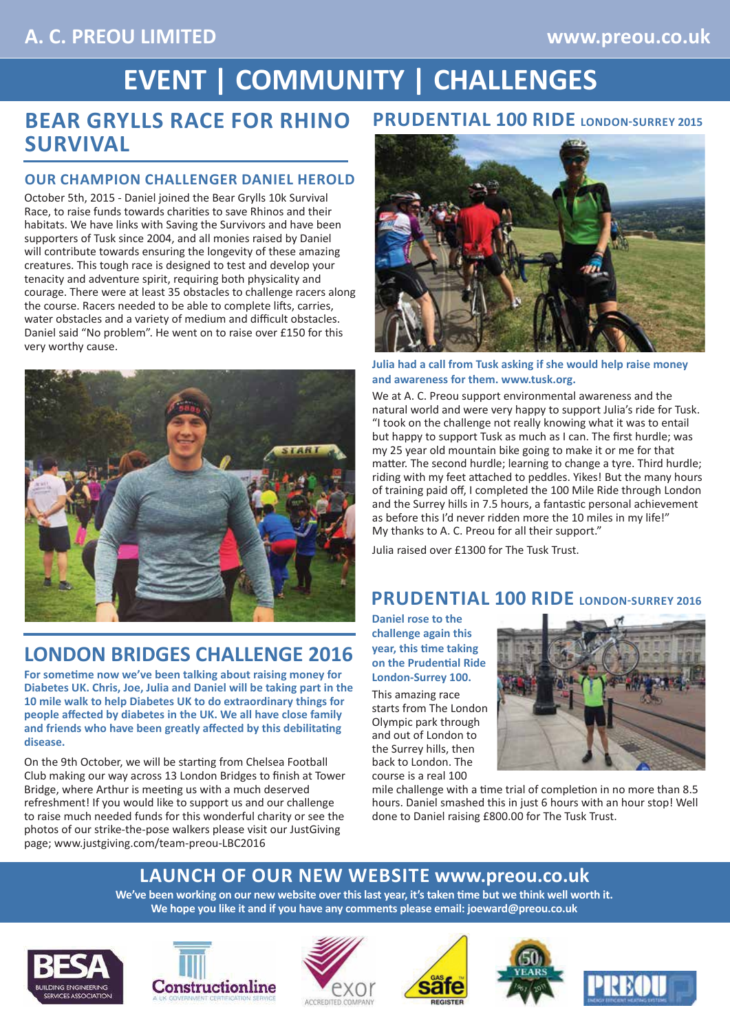# EVENT | COMMUNITY | CHALLENGES

## BEAR GRYLLS RACE FOR RHINO SURVIVAL

### OUR CHAMPION CHALLENGER DANIEL HEROLD

October 5th, 2015 - Daniel joined the Bear Grylls 10k Survival Race, to raise funds towards charities to save Rhinos and their habitats. We have links with Saving the Survivors and have been supporters of Tusk since 2004, and all monies raised by Daniel will contribute towards ensuring the longevity of these amazing creatures. This tough race is designed to test and develop your tenacity and adventure spirit, requiring both physicality and courage. There were at least 35 obstacles to challenge racers along the course. Racers needed to be able to complete lifts, carries, water obstacles and a variety of medium and difficult obstacles. Daniel said "No problem". He went on to raise over £150 for this very worthy cause.

## LONDON BRIDGES CHALLENGE 2016

**For sometime now we've been talking about raising money for Diabetes UK. Chris, Joe, Julia and Daniel will be taking part in the 10 mile walk to help Diabetes UK to do extraordinary things for people affected by diabetes in the UK. We all have close family and friends who have been greatly affected by this debilitating disease.**

On the 9th October, we will be starting from Chelsea Football Club making our way across 13 London Bridges to finish at Tower Bridge, where Arthur is meeting us with a much deserved refreshment! If you would like to support us and our challenge to raise much needed funds for this wonderful charity or see the photos of our strike-the-pose walkers please visit our JustGiving page; www.justgiving.com/team-preou-LBC2016

## PRUDENTIAL 100 RIDE LONDON-SURREY 2015

**Julia had a call from Tusk asking if she would help raise money and awareness for them. www.tusk.org.**

We at A. C. Preou support environmental awareness and the natural world and were very happy to support Julia's ride for Tusk. "I took on the challenge not really knowing what it was to entail but happy to support Tusk as much as I can. The first hurdle; was my 25 year old mountain bike going to make it or me for that matter. The second hurdle; learning to change a tyre. Third hurdle; riding with my feet attached to peddles. Yikes! But the many hours of training paid off, I completed the 100 Mile Ride through London and the Surrey hills in 7.5 hours, a fantastic personal achievement as before this I'd never ridden more the 10 miles in my life!" My thanks to A. C. Preou for all their support."

Julia raised over £1300 for The Tusk Trust.

## PRUDENTIAL 100 RIDE LONDON-SURREY 2016

**Daniel rose to the challenge again this year, this time taking on the Prudential Ride London-Surrey 100.**

This amazing race starts from The London Olympic park through and out of London to the Surrey hills, then back to London. The course is a real 100 mile challenge with a time trial of completion in no more than 8.5 hours. Daniel smashed this in just 6 hours with an hour stop! Well done to Daniel raising £800.00 for The Tusk Trust.

## LAUNCH OF OUR NEW WEBSITE www.preou.co.uk

**We've been working on our new website over this last year, it's taken time but we think well worth it. We hope you like it and if you have any comments please email: joeward@preou.co.uk**